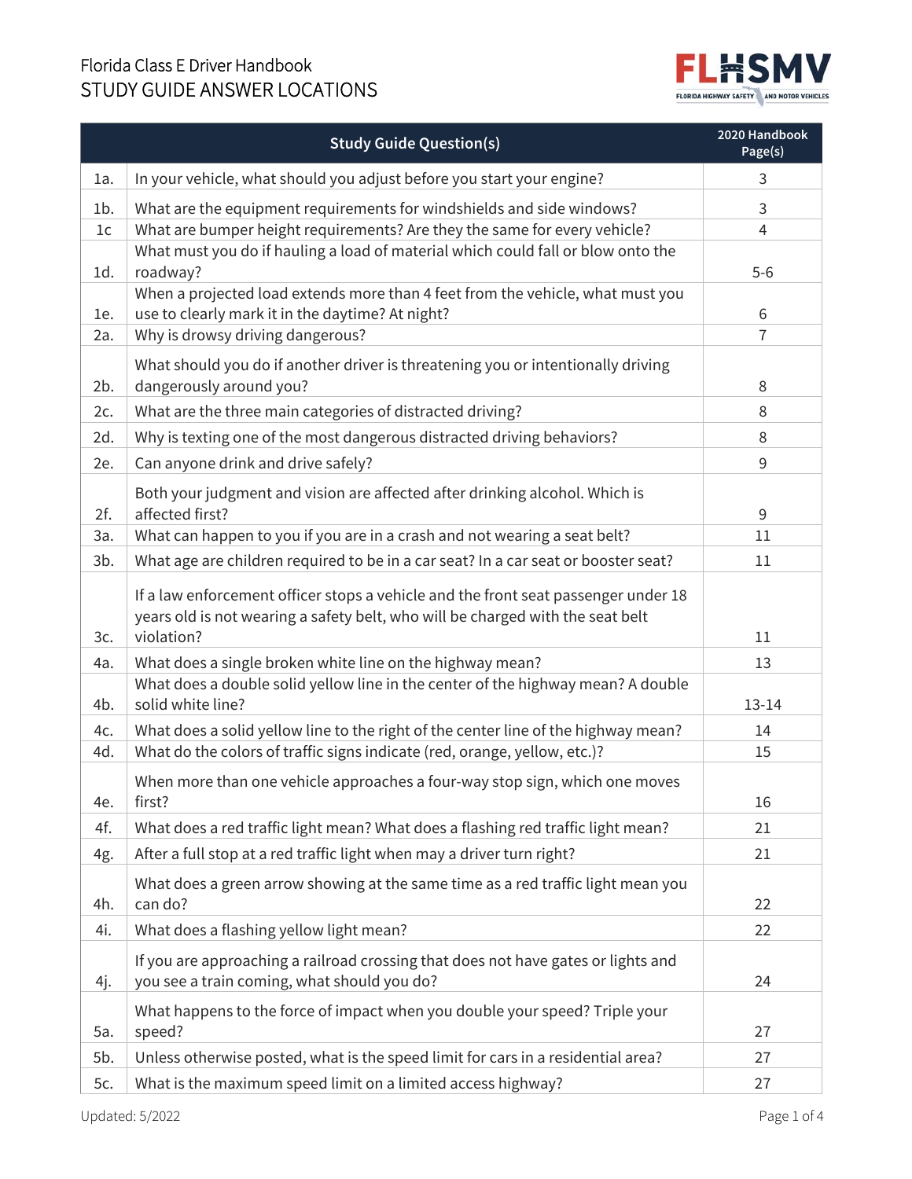# Florida Class E Driver Handbook

## STUDY GUIDE ANSWER LOCATIONS

| | Study Guide Question(s) | 2020 Handbook Page(s) |
|---|---|---|
| 1a. | In your vehicle, what should you adjust before you start your engine? | 3 |
| 1b. | What are the equipment requirements for windshields and side windows? | 3 |
| 1c | What are bumper height requirements? Are they the same for every vehicle? | 4 |
| 1d. | What must you do if hauling a load of material which could fall or blow onto the roadway? | 5-6 |
| 1e. | When a projected load extends more than 4 feet from the vehicle, what must you use to clearly mark it in the daytime? At night? | 6 |
| 2a. | Why is drowsy driving dangerous? | 7 |
| 2b. | What should you do if another driver is threatening you or intentionally driving dangerously around you? | 8 |
| 2c. | What are the three main categories of distracted driving? | 8 |
| 2d. | Why is texting one of the most dangerous distracted driving behaviors? | 8 |
| 2e. | Can anyone drink and drive safely? | 9 |
| 2f. | Both your judgment and vision are affected after drinking alcohol. Which is affected first? | 9 |
| 3a. | What can happen to you if you are in a crash and not wearing a seat belt? | 11 |
| 3b. | What age are children required to be in a car seat? In a car seat or booster seat? | 11 |
| 3c. | If a law enforcement officer stops a vehicle and the front seat passenger under 18 years old is not wearing a safety belt, who will be charged with the seat belt violation? | 11 |
| 4a. | What does a single broken white line on the highway mean? | 13 |
| 4b. | What does a double solid yellow line in the center of the highway mean? A double solid white line? | 13-14 |
| 4c. | What does a solid yellow line to the right of the center line of the highway mean? | 14 |
| 4d. | What do the colors of traffic signs indicate (red, orange, yellow, etc.)? | 15 |
| 4e. | When more than one vehicle approaches a four-way stop sign, which one moves first? | 16 |
| 4f. | What does a red traffic light mean? What does a flashing red traffic light mean? | 21 |
| 4g. | After a full stop at a red traffic light when may a driver turn right? | 21 |
| 4h. | What does a green arrow showing at the same time as a red traffic light mean you can do? | 22 |
| 4i. | What does a flashing yellow light mean? | 22 |
| 4j. | If you are approaching a railroad crossing that does not have gates or lights and you see a train coming, what should you do? | 24 |
| 5a. | What happens to the force of impact when you double your speed? Triple your speed? | 27 |
| 5b. | Unless otherwise posted, what is the speed limit for cars in a residential area? | 27 |
| 5c. | What is the maximum speed limit on a limited access highway? | 27 |

Updated: 5/2022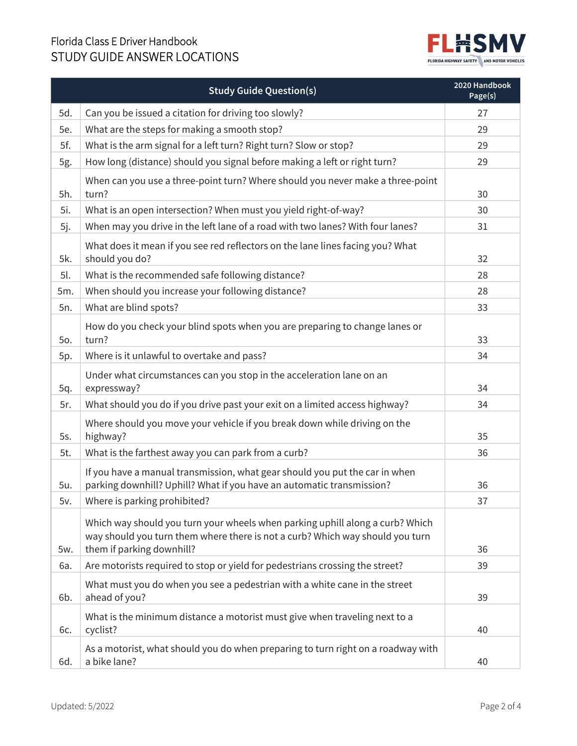Florida Class E Driver Handbook

STUDY GUIDE ANSWER LOCATIONS

| | Study Guide Question(s) | 2020 Handbook Page(s) |
|---|---|---|
| 5d. | Can you be issued a citation for driving too slowly? | 27 |
| 5e. | What are the steps for making a smooth stop? | 29 |
| 5f. | What is the arm signal for a left turn? Right turn? Slow or stop? | 29 |
| 5g. | How long (distance) should you signal before making a left or right turn? | 29 |
| 5h. | When can you use a three-point turn? Where should you never make a three-point turn? | 30 |
| 5i. | What is an open intersection? When must you yield right-of-way? | 30 |
| 5j. | When may you drive in the left lane of a road with two lanes? With four lanes? | 31 |
| 5k. | What does it mean if you see red reflectors on the lane lines facing you? What should you do? | 32 |
| 5l. | What is the recommended safe following distance? | 28 |
| 5m. | When should you increase your following distance? | 28 |
| 5n. | What are blind spots? | 33 |
| 5o. | How do you check your blind spots when you are preparing to change lanes or turn? | 33 |
| 5p. | Where is it unlawful to overtake and pass? | 34 |
| 5q. | Under what circumstances can you stop in the acceleration lane on an expressway? | 34 |
| 5r. | What should you do if you drive past your exit on a limited access highway? | 34 |
| 5s. | Where should you move your vehicle if you break down while driving on the highway? | 35 |
| 5t. | What is the farthest away you can park from a curb? | 36 |
| 5u. | If you have a manual transmission, what gear should you put the car in when parking downhill? Uphill? What if you have an automatic transmission? | 36 |
| 5v. | Where is parking prohibited? | 37 |
| 5w. | Which way should you turn your wheels when parking uphill along a curb? Which way should you turn them where there is not a curb? Which way should you turn them if parking downhill? | 36 |
| 6a. | Are motorists required to stop or yield for pedestrians crossing the street? | 39 |
| 6b. | What must you do when you see a pedestrian with a white cane in the street ahead of you? | 39 |
| 6c. | What is the minimum distance a motorist must give when traveling next to a cyclist? | 40 |
| 6d. | As a motorist, what should you do when preparing to turn right on a roadway with a bike lane? | 40 |

Updated: 5/2022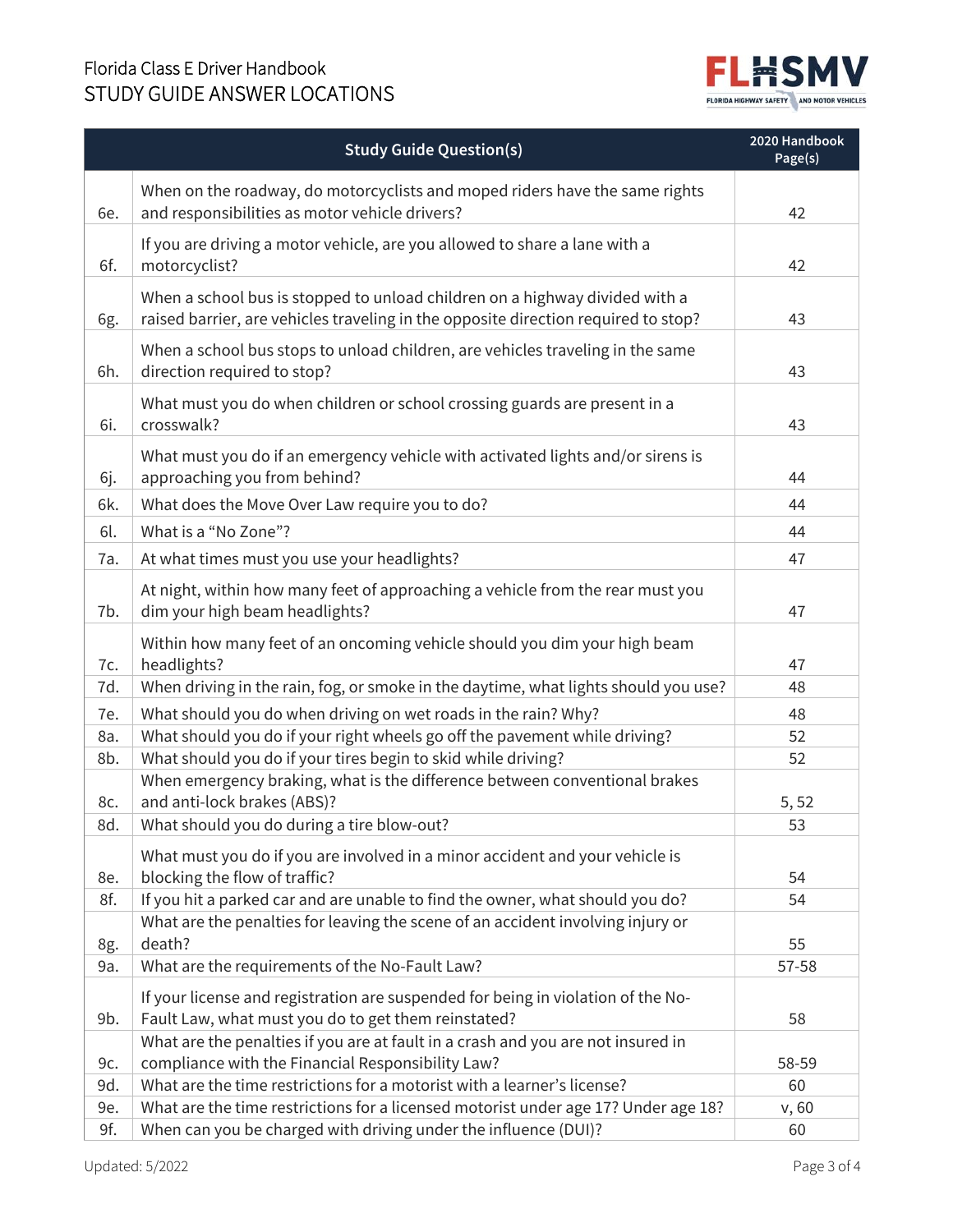| | Study Guide Question(s) | 2020 Handbook Page(s) |
|---|---|---|
| 6e. | When on the roadway, do motorcyclists and moped riders have the same rights and responsibilities as motor vehicle drivers? | 42 |
| 6f. | If you are driving a motor vehicle, are you allowed to share a lane with a motorcyclist? | 42 |
| 6g. | When a school bus is stopped to unload children on a highway divided with a raised barrier, are vehicles traveling in the opposite direction required to stop? | 43 |
| 6h. | When a school bus stops to unload children, are vehicles traveling in the same direction required to stop? | 43 |
| 6i. | What must you do when children or school crossing guards are present in a crosswalk? | 43 |
| 6j. | What must you do if an emergency vehicle with activated lights and/or sirens is approaching you from behind? | 44 |
| 6k. | What does the Move Over Law require you to do? | 44 |
| 6l. | What is a "No Zone"? | 44 |
| 7a. | At what times must you use your headlights? | 47 |
| 7b. | At night, within how many feet of approaching a vehicle from the rear must you dim your high beam headlights? | 47 |
| 7c. | Within how many feet of an oncoming vehicle should you dim your high beam headlights? | 47 |
| 7d. | When driving in the rain, fog, or smoke in the daytime, what lights should you use? | 48 |
| 7e. | What should you do when driving on wet roads in the rain? Why? | 48 |
| 8a. | What should you do if your right wheels go off the pavement while driving? | 52 |
| 8b. | What should you do if your tires begin to skid while driving? | 52 |
| 8c. | When emergency braking, what is the difference between conventional brakes and anti-lock brakes (ABS)? | 5, 52 |
| 8d. | What should you do during a tire blow-out? | 53 |
| 8e. | What must you do if you are involved in a minor accident and your vehicle is blocking the flow of traffic? | 54 |
| 8f. | If you hit a parked car and are unable to find the owner, what should you do? | 54 |
| 8g. | What are the penalties for leaving the scene of an accident involving injury or death? | 55 |
| 9a. | What are the requirements of the No-Fault Law? | 57-58 |
| 9b. | If your license and registration are suspended for being in violation of the No-Fault Law, what must you do to get them reinstated? | 58 |
| 9c. | What are the penalties if you are at fault in a crash and you are not insured in compliance with the Financial Responsibility Law? | 58-59 |
| 9d. | What are the time restrictions for a motorist with a learner's license? | 60 |
| 9e. | What are the time restrictions for a licensed motorist under age 17? Under age 18? | v, 60 |
| 9f. | When can you be charged with driving under the influence (DUI)? | 60 |

Updated: 5/2022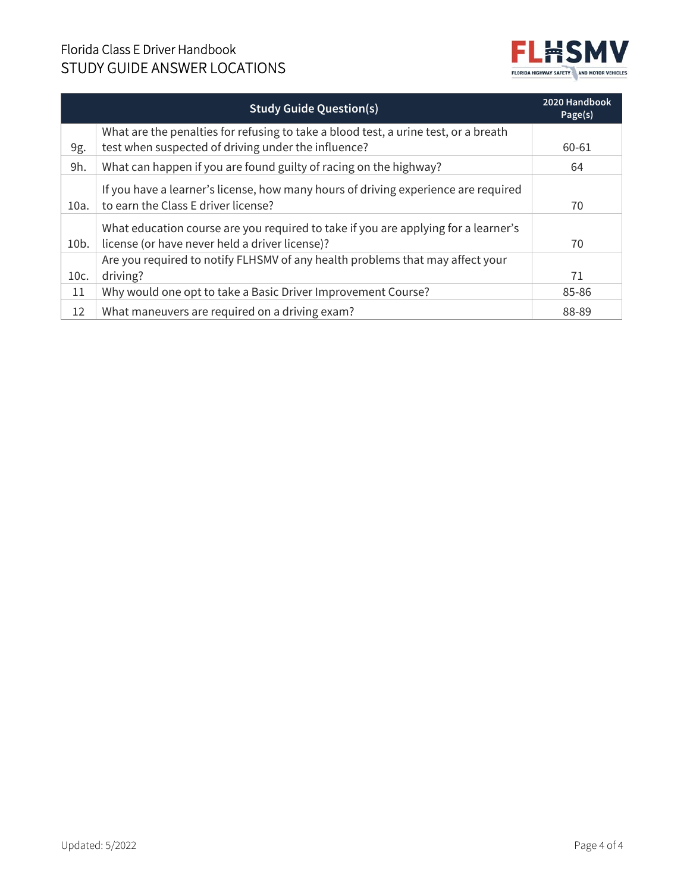Florida Class E Driver Handbook
STUDY GUIDE ANSWER LOCATIONS

| | Study Guide Question(s) | 2020 Handbook Page(s) |
|---|---|---|
| 9g. | What are the penalties for refusing to take a blood test, a urine test, or a breath test when suspected of driving under the influence? | 60-61 |
| 9h. | What can happen if you are found guilty of racing on the highway? | 64 |
| 10a. | If you have a learner's license, how many hours of driving experience are required to earn the Class E driver license? | 70 |
| 10b. | What education course are you required to take if you are applying for a learner's license (or have never held a driver license)? | 70 |
| 10c. | Are you required to notify FLHSMV of any health problems that may affect your driving? | 71 |
| 11 | Why would one opt to take a Basic Driver Improvement Course? | 85-86 |
| 12 | What maneuvers are required on a driving exam? | 88-89 |

Updated: 5/2022